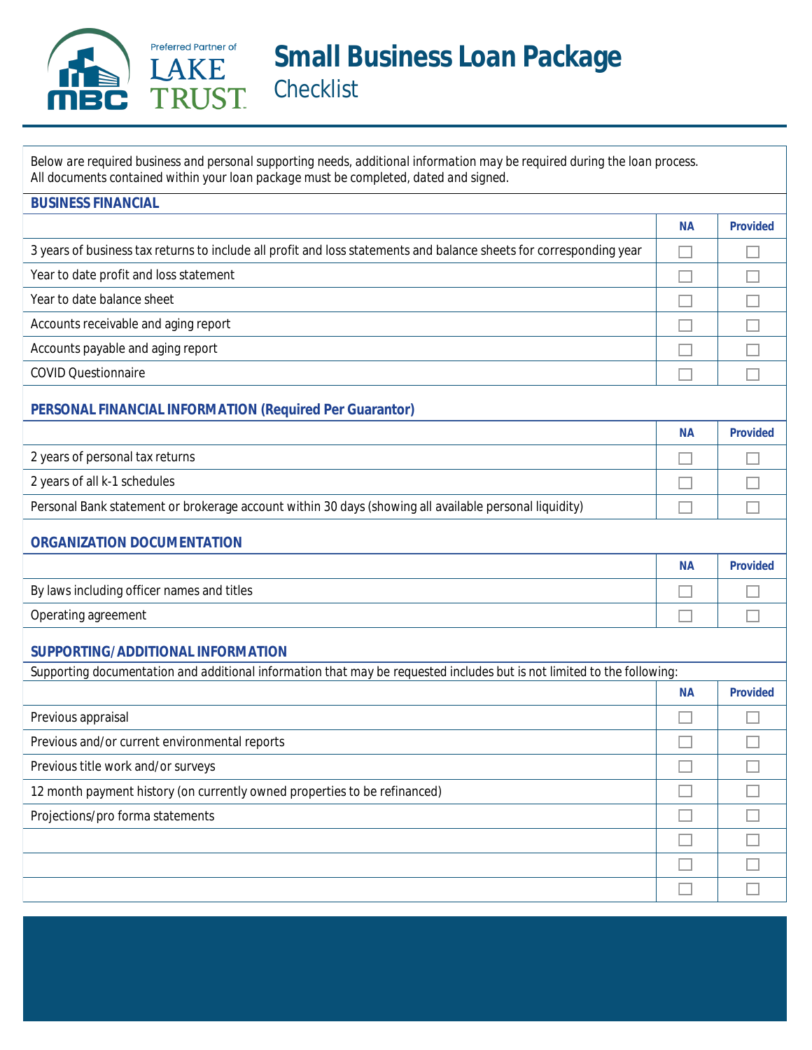Preferred Partner of LAKE TRUST

# Small Business Loan Package Checklist

Below are required business and personal supporting needs, additional information may be required during the loan process.
All documents contained within your loan package must be completed, dated and signed.

## BUSINESS FINANCIAL

| | NA | Provided |
|---|---|---|
| 3 years of business tax returns to include all profit and loss statements and balance sheets for corresponding year | ☐ | ☐ |
| Year to date profit and loss statement | ☐ | ☐ |
| Year to date balance sheet | ☐ | ☐ |
| Accounts receivable and aging report | ☐ | ☐ |
| Accounts payable and aging report | ☐ | ☐ |
| COVID Questionnaire | ☐ | ☐ |

## PERSONAL FINANCIAL INFORMATION (Required Per Guarantor)

| | NA | Provided |
|---|---|---|
| 2 years of personal tax returns | ☐ | ☐ |
| 2 years of all k-1 schedules | ☐ | ☐ |
| Personal Bank statement or brokerage account within 30 days (showing all available personal liquidity) | ☐ | ☐ |

## ORGANIZATION DOCUMENTATION

| | NA | Provided |
|---|---|---|
| By laws including officer names and titles | ☐ | ☐ |
| Operating agreement | ☐ | ☐ |

## SUPPORTING/ADDITIONAL INFORMATION

Supporting documentation and additional information that may be requested includes but is not limited to the following:

| | NA | Provided |
|---|---|---|
| Previous appraisal | ☐ | ☐ |
| Previous and/or current environmental reports | ☐ | ☐ |
| Previous title work and/or surveys | ☐ | ☐ |
| 12 month payment history (on currently owned properties to be refinanced) | ☐ | ☐ |
| Projections/pro forma statements | ☐ | ☐ |
| | ☐ | ☐ |
| | ☐ | ☐ |
| | ☐ | ☐ |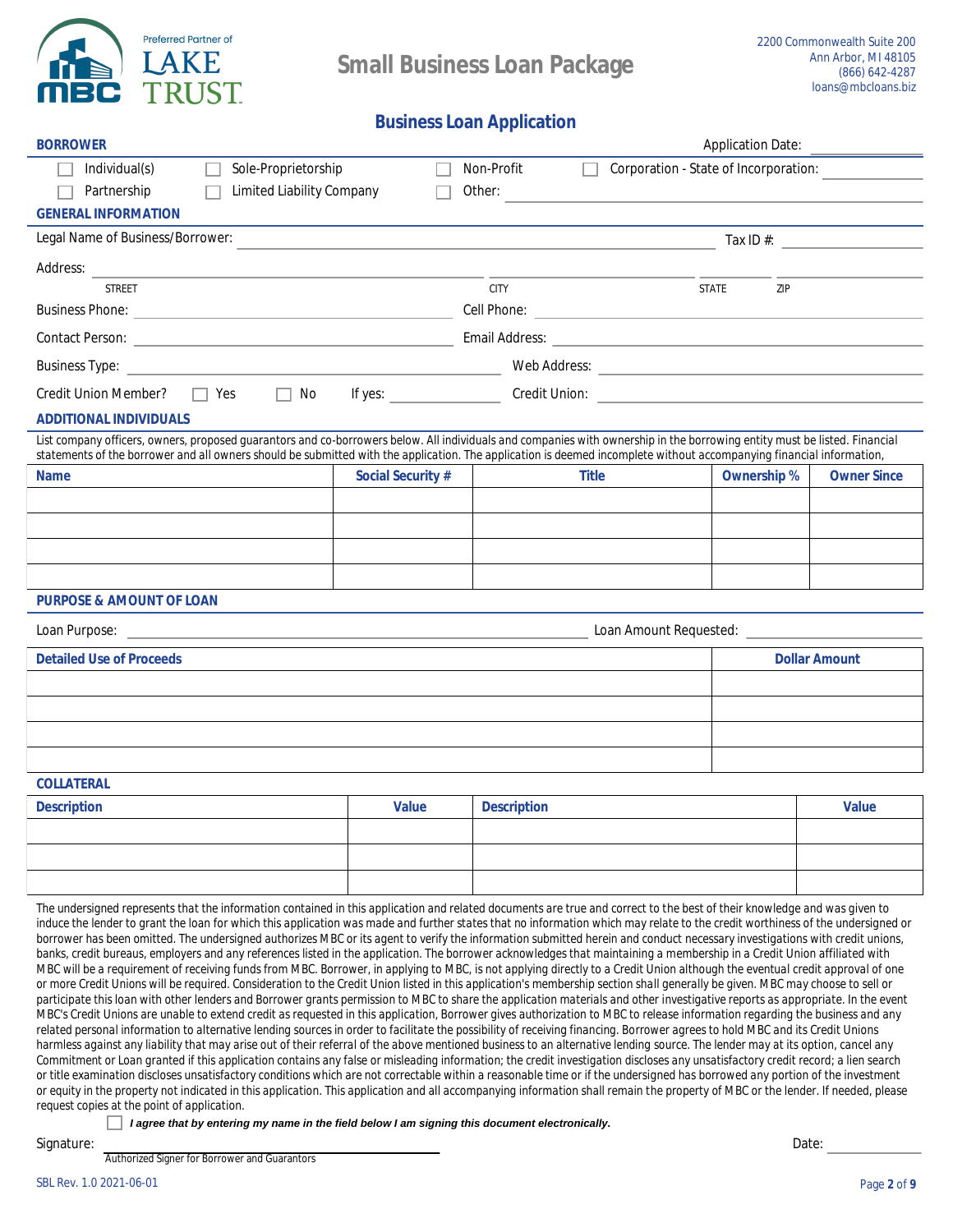Preferred Partner of LAKE TRUST

MBC

# Small Business Loan Package

2200 Commonwealth Suite 200
Ann Arbor, MI 48105
(866) 642-4287
loans@mbcloans.biz

## Business Loan Application

**BORROWER** Application Date: ______________

☐ Individual(s) ☐ Sole-Proprietorship ☐ Non-Profit ☐ Corporation - State of Incorporation: ______________

☐ Partnership ☐ Limited Liability Company ☐ Other: ______________

**GENERAL INFORMATION**

Legal Name of Business/Borrower: ______________ Tax ID #: ______________

Address: ______________ ______________ ______________ ______________
STREET CITY STATE ZIP

Business Phone: ______________ Cell Phone: ______________

Contact Person: ______________ Email Address: ______________

Business Type: ______________ Web Address: ______________

Credit Union Member? ☐ Yes ☐ No If yes: ______________ Credit Union: ______________

**ADDITIONAL INDIVIDUALS**

List company officers, owners, proposed guarantors and co-borrowers below. All individuals and companies with ownership in the borrowing entity must be listed. Financial statements of the borrower and all owners should be submitted with the application. The application is deemed incomplete without accompanying financial information,

| Name | Social Security # | Title | Ownership % | Owner Since |
|---|---|---|---|---|
| | | | | |
| | | | | |
| | | | | |
| | | | | |

**PURPOSE & AMOUNT OF LOAN**

Loan Purpose: ______________ Loan Amount Requested: ______________

| Detailed Use of Proceeds | Dollar Amount |
|---|---|
| | |
| | |
| | |
| | |

**COLLATERAL**

| Description | Value | Description | Value |
|---|---|---|---|
| | | | |
| | | | |
| | | | |

The undersigned represents that the information contained in this application and related documents are true and correct to the best of their knowledge and was given to induce the lender to grant the loan for which this application was made and further states that no information which may relate to the credit worthiness of the undersigned or borrower has been omitted. The undersigned authorizes MBC or its agent to verify the information submitted herein and conduct necessary investigations with credit unions, banks, credit bureaus, employers and any references listed in the application. The borrower acknowledges that maintaining a membership in a Credit Union affiliated with MBC will be a requirement of receiving funds from MBC. Borrower, in applying to MBC, is not applying directly to a Credit Union although the eventual credit approval of one or more Credit Unions will be required. Consideration to the Credit Union listed in this application's membership section shall generally be given. MBC may choose to sell or participate this loan with other lenders and Borrower grants permission to MBC to share the application materials and other investigative reports as appropriate. In the event MBC's Credit Unions are unable to extend credit as requested in this application, Borrower gives authorization to MBC to release information regarding the business and any related personal information to alternative lending sources in order to facilitate the possibility of receiving financing. Borrower agrees to hold MBC and its Credit Unions harmless against any liability that may arise out of their referral of the above mentioned business to an alternative lending source. The lender may at its option, cancel any Commitment or Loan granted if this application contains any false or misleading information; the credit investigation discloses any unsatisfactory credit record; a lien search or title examination discloses unsatisfactory conditions which are not correctable within a reasonable time or if the undersigned has borrowed any portion of the investment or equity in the property not indicated in this application. This application and all accompanying information shall remain the property of MBC or the lender. If needed, please request copies at the point of application.

☐ ***I agree that by entering my name in the field below I am signing this document electronically.***

Signature: ______________ Date: ______________
Authorized Signer for Borrower and Guarantors

SBL Rev. 1.0 2021-06-01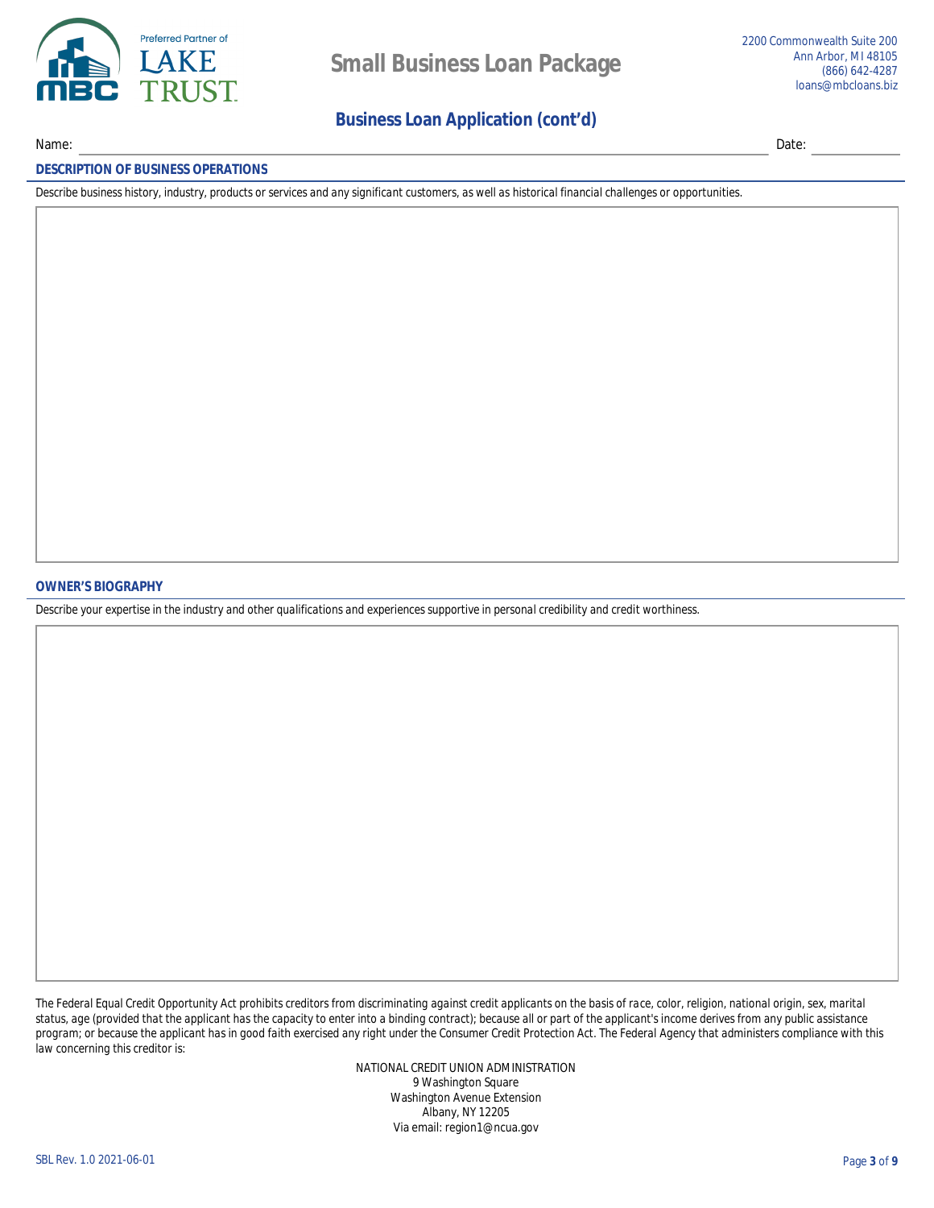# Small Business Loan Package

2200 Commonwealth Suite 200
Ann Arbor, MI 48105
(866) 642-4287
loans@mbcloans.biz

## Business Loan Application (cont'd)

Name: \_\_\_\_\_\_\_\_\_\_\_\_\_\_\_\_\_\_\_\_\_\_\_\_\_\_\_\_\_\_\_\_\_\_\_\_\_\_\_\_ Date: \_\_\_\_\_\_\_\_\_\_

### DESCRIPTION OF BUSINESS OPERATIONS

*Describe business history, industry, products or services and any significant customers, as well as historical financial challenges or opportunities.*

### OWNER'S BIOGRAPHY

*Describe your expertise in the industry and other qualifications and experiences supportive in personal credibility and credit worthiness.*

The Federal Equal Credit Opportunity Act prohibits creditors from discriminating against credit applicants on the basis of race, color, religion, national origin, sex, marital status, age (provided that the applicant has the capacity to enter into a binding contract); because all or part of the applicant's income derives from any public assistance program; or because the applicant has in good faith exercised any right under the Consumer Credit Protection Act. The Federal Agency that administers compliance with this law concerning this creditor is:

NATIONAL CREDIT UNION ADMINISTRATION
9 Washington Square
Washington Avenue Extension
Albany, NY 12205
Via email: region1@ncua.gov

SBL Rev. 1.0 2021-06-01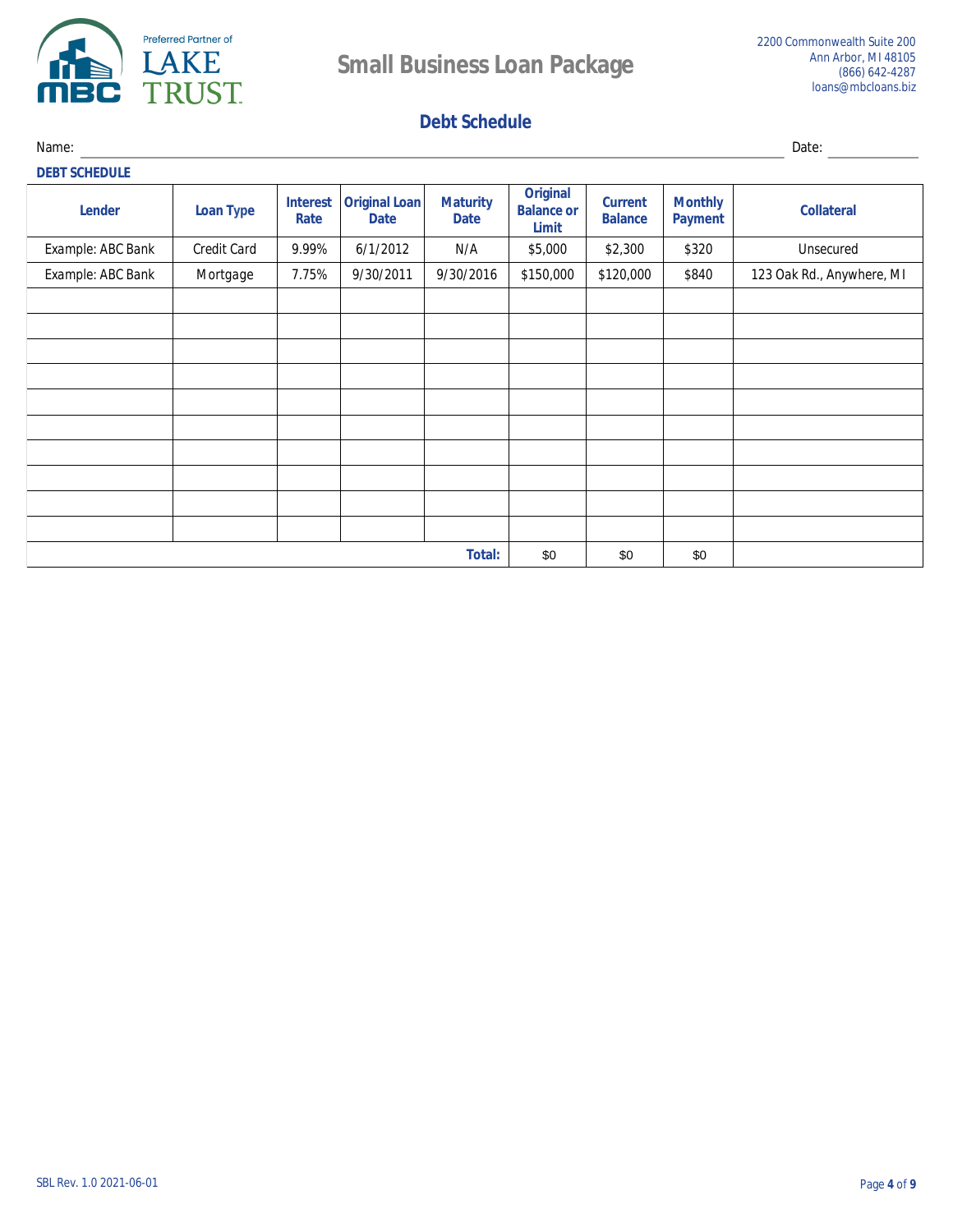Preferred Partner of LAKE TRUST

MBC

# Small Business Loan Package

2200 Commonwealth Suite 200
Ann Arbor, MI 48105
(866) 642-4287
loans@mbcloans.biz

## Debt Schedule

Name: ____________________ Date: ____________

**DEBT SCHEDULE**

| Lender | Loan Type | Interest Rate | Original Loan Date | Maturity Date | Original Balance or Limit | Current Balance | Monthly Payment | Collateral |
|---|---|---|---|---|---|---|---|---|
| Example: ABC Bank | Credit Card | 9.99% | 6/1/2012 | N/A | $5,000 | $2,300 | $320 | Unsecured |
| Example: ABC Bank | Mortgage | 7.75% | 9/30/2011 | 9/30/2016 | $150,000 | $120,000 | $840 | 123 Oak Rd., Anywhere, MI |
| | | | | | | | | |
| | | | | | | | | |
| | | | | | | | | |
| | | | | | | | | |
| | | | | | | | | |
| | | | | | | | | |
| | | | | | | | | |
| | | | | | | | | |
| | | | | | | | | |
| | | | | | | | | |
| | | | | **Total:** | $0 | $0 | $0 | |

SBL Rev. 1.0 2021-06-01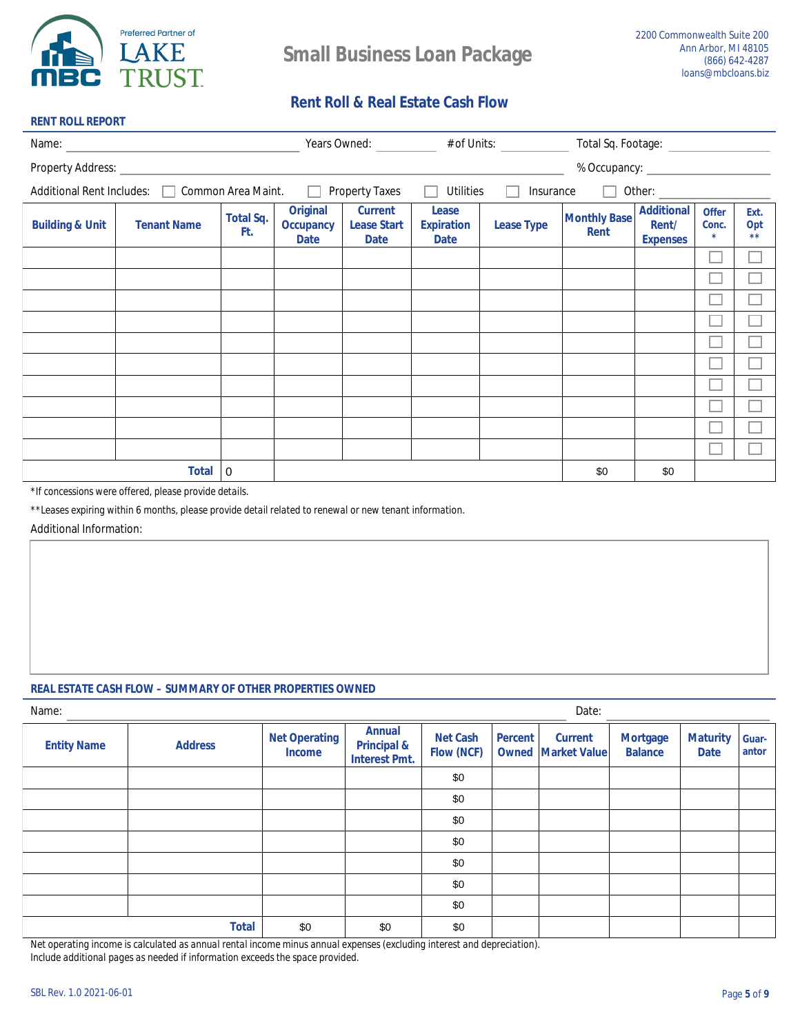Preferred Partner of LAKE TRUST

**MBC**

# Small Business Loan Package

2200 Commonwealth Suite 200
Ann Arbor, MI 48105
(866) 642-4287
loans@mbcloans.biz

## Rent Roll & Real Estate Cash Flow

### RENT ROLL REPORT

Name: ____________________ Years Owned: ________ # of Units: ________ Total Sq. Footage: ____________

Property Address: ______________________________________________ % Occupancy: ____________

Additional Rent Includes: ☐ Common Area Maint. ☐ Property Taxes ☐ Utilities ☐ Insurance ☐ Other: ____________

| Building & Unit | Tenant Name | Total Sq. Ft. | Original Occupancy Date | Current Lease Start Date | Lease Expiration Date | Lease Type | Monthly Base Rent | Additional Rent/ Expenses | Offer Conc. * | Ext. Opt ** |
|---|---|---|---|---|---|---|---|---|---|---|
| | | | | | | | | | ☐ | ☐ |
| | | | | | | | | | ☐ | ☐ |
| | | | | | | | | | ☐ | ☐ |
| | | | | | | | | | ☐ | ☐ |
| | | | | | | | | | ☐ | ☐ |
| | | | | | | | | | ☐ | ☐ |
| | | | | | | | | | ☐ | ☐ |
| | | | | | | | | | ☐ | ☐ |
| | | | | | | | | | ☐ | ☐ |
| | | | | | | | | | ☐ | ☐ |
| | **Total** | 0 | | | | | $0 | $0 | | |

*If concessions were offered, please provide details.

**Leases expiring within 6 months, please provide detail related to renewal or new tenant information.

Additional Information:

### REAL ESTATE CASH FLOW – SUMMARY OF OTHER PROPERTIES OWNED

Name: ______________________________________________ Date: ____________

| Entity Name | Address | Net Operating Income | Annual Principal & Interest Pmt. | Net Cash Flow (NCF) | Percent Owned | Current Market Value | Mortgage Balance | Maturity Date | Guar-antor |
|---|---|---|---|---|---|---|---|---|---|
| | | | | $0 | | | | | |
| | | | | $0 | | | | | |
| | | | | $0 | | | | | |
| | | | | $0 | | | | | |
| | | | | $0 | | | | | |
| | | | | $0 | | | | | |
| | | | | $0 | | | | | |
| | **Total** | $0 | $0 | $0 | | | | | |

Net operating income is calculated as annual rental income minus annual expenses (excluding interest and depreciation).
Include additional pages as needed if information exceeds the space provided.

SBL Rev. 1.0 2021-06-01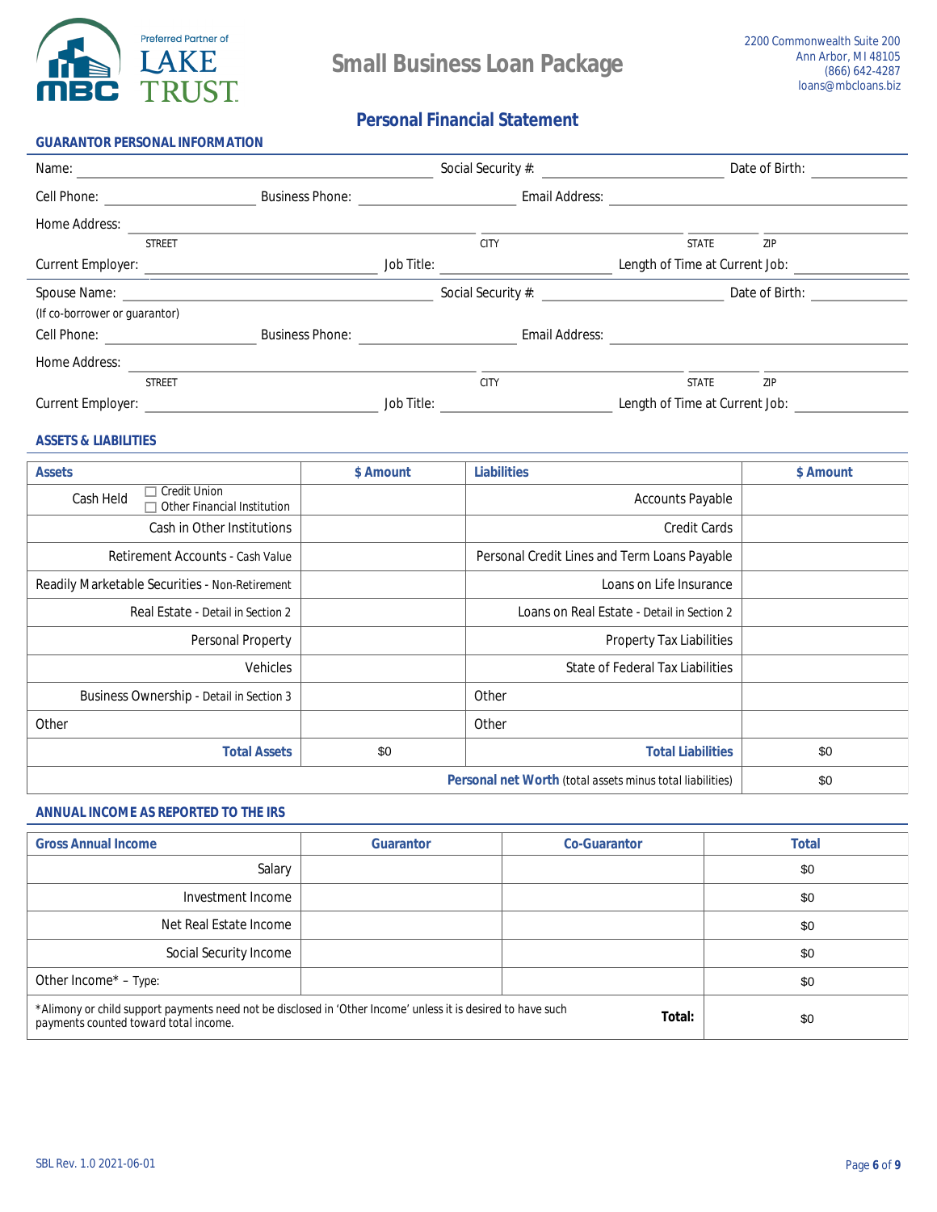Preferred Partner of LAKE TRUST

# Small Business Loan Package

2200 Commonwealth Suite 200
Ann Arbor, MI 48105
(866) 642-4287
loans@mbcloans.biz

## Personal Financial Statement

### GUARANTOR PERSONAL INFORMATION

Name: ______________________ Social Security #: ______________________ Date of Birth: ______________

Cell Phone: ______________ Business Phone: ______________ Email Address: ______________________

Home Address: ______________________ ______________ ________ ________
STREET CITY STATE ZIP

Current Employer: ______________________ Job Title: ______________ Length of Time at Current Job: ______________

Spouse Name: ______________________ Social Security #: ______________________ Date of Birth: ______________
(If co-borrower or guarantor)

Cell Phone: ______________ Business Phone: ______________ Email Address: ______________________

Home Address: ______________________ ______________ ________ ________
STREET CITY STATE ZIP

Current Employer: ______________________ Job Title: ______________ Length of Time at Current Job: ______________

### ASSETS & LIABILITIES

| Assets | $ Amount | Liabilities | $ Amount |
|---|---|---|---|
| Cash Held ☐ Credit Union ☐ Other Financial Institution | | Accounts Payable | |
| Cash in Other Institutions | | Credit Cards | |
| Retirement Accounts - Cash Value | | Personal Credit Lines and Term Loans Payable | |
| Readily Marketable Securities - Non-Retirement | | Loans on Life Insurance | |
| Real Estate - Detail in Section 2 | | Loans on Real Estate - Detail in Section 2 | |
| Personal Property | | Property Tax Liabilities | |
| Vehicles | | State of Federal Tax Liabilities | |
| Business Ownership - Detail in Section 3 | | Other | |
| Other | | Other | |
| **Total Assets** | $0 | **Total Liabilities** | $0 |
| | | **Personal net Worth** (total assets minus total liabilities) | $0 |

### ANNUAL INCOME AS REPORTED TO THE IRS

| Gross Annual Income | Guarantor | Co-Guarantor | Total |
|---|---|---|---|
| Salary | | | $0 |
| Investment Income | | | $0 |
| Net Real Estate Income | | | $0 |
| Social Security Income | | | $0 |
| Other Income* – Type: | | | $0 |
| *Alimony or child support payments need not be disclosed in 'Other Income' unless it is desired to have such payments counted toward total income. | | **Total:** | $0 |

SBL Rev. 1.0 2021-06-01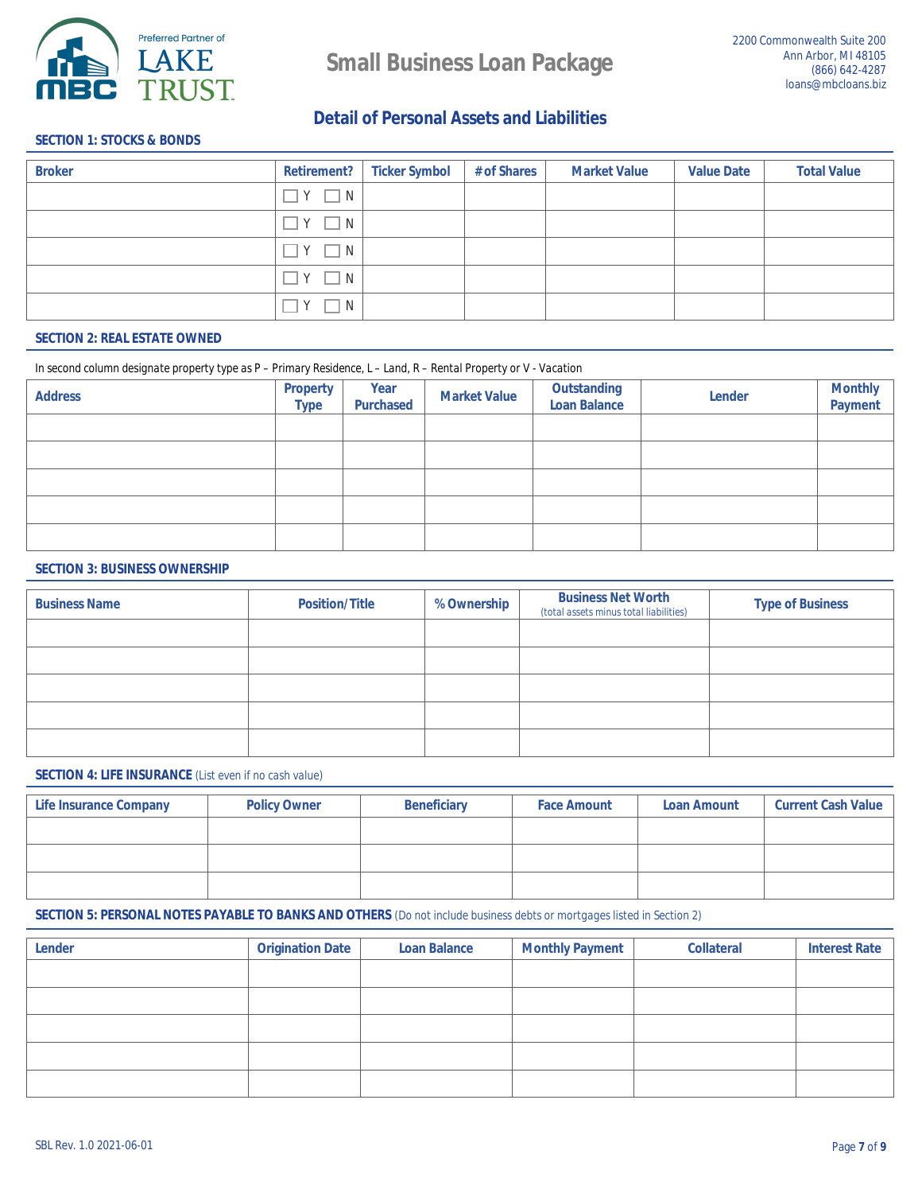Preferred Partner of LAKE TRUST

MBC

# Small Business Loan Package

2200 Commonwealth Suite 200
Ann Arbor, MI 48105
(866) 642-4287
loans@mbcloans.biz

## Detail of Personal Assets and Liabilities

### SECTION 1: STOCKS & BONDS

| Broker | Retirement? | Ticker Symbol | # of Shares | Market Value | Value Date | Total Value |
|---|---|---|---|---|---|---|
| | ☐ Y ☐ N | | | | | |
| | ☐ Y ☐ N | | | | | |
| | ☐ Y ☐ N | | | | | |
| | ☐ Y ☐ N | | | | | |
| | ☐ Y ☐ N | | | | | |

### SECTION 2: REAL ESTATE OWNED

In second column designate property type as P – Primary Residence, L – Land, R – Rental Property or V - Vacation

| Address | Property Type | Year Purchased | Market Value | Outstanding Loan Balance | Lender | Monthly Payment |
|---|---|---|---|---|---|---|
| | | | | | | |
| | | | | | | |
| | | | | | | |
| | | | | | | |
| | | | | | | |

### SECTION 3: BUSINESS OWNERSHIP

| Business Name | Position/Title | % Ownership | Business Net Worth (total assets minus total liabilities) | Type of Business |
|---|---|---|---|---|
| | | | | |
| | | | | |
| | | | | |
| | | | | |
| | | | | |

### SECTION 4: LIFE INSURANCE (List even if no cash value)

| Life Insurance Company | Policy Owner | Beneficiary | Face Amount | Loan Amount | Current Cash Value |
|---|---|---|---|---|---|
| | | | | | |
| | | | | | |
| | | | | | |

### SECTION 5: PERSONAL NOTES PAYABLE TO BANKS AND OTHERS (Do not include business debts or mortgages listed in Section 2)

| Lender | Origination Date | Loan Balance | Monthly Payment | Collateral | Interest Rate |
|---|---|---|---|---|---|
| | | | | | |
| | | | | | |
| | | | | | |
| | | | | | |
| | | | | | |

SBL Rev. 1.0 2021-06-01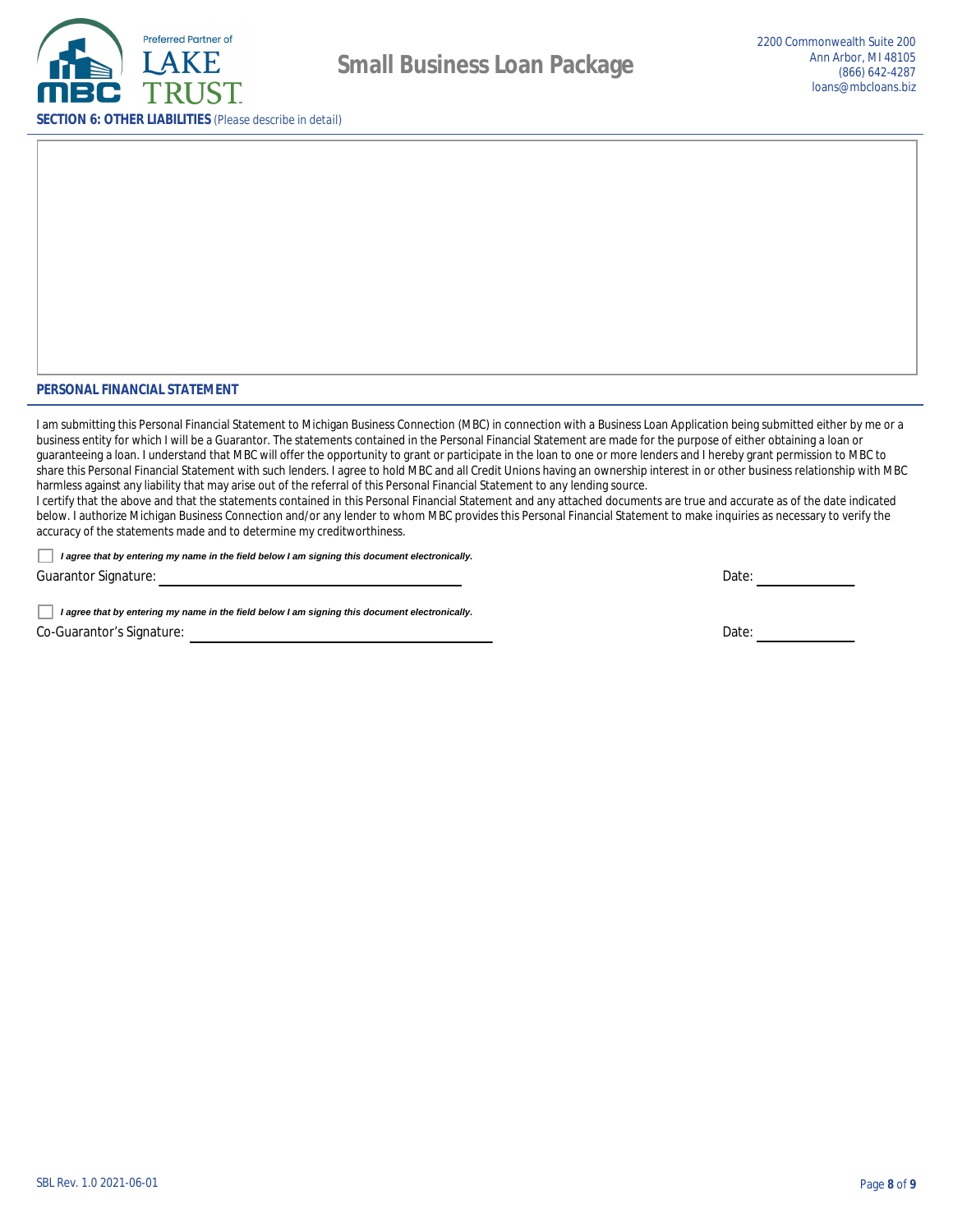## SECTION 6: OTHER LIABILITIES (Please describe in detail)

## PERSONAL FINANCIAL STATEMENT

I am submitting this Personal Financial Statement to Michigan Business Connection (MBC) in connection with a Business Loan Application being submitted either by me or a business entity for which I will be a Guarantor. The statements contained in the Personal Financial Statement are made for the purpose of either obtaining a loan or guaranteeing a loan. I understand that MBC will offer the opportunity to grant or participate in the loan to one or more lenders and I hereby grant permission to MBC to share this Personal Financial Statement with such lenders. I agree to hold MBC and all Credit Unions having an ownership interest in or other business relationship with MBC harmless against any liability that may arise out of the referral of this Personal Financial Statement to any lending source.

I certify that the above and that the statements contained in this Personal Financial Statement and any attached documents are true and accurate as of the date indicated below. I authorize Michigan Business Connection and/or any lender to whom MBC provides this Personal Financial Statement to make inquiries as necessary to verify the accuracy of the statements made and to determine my creditworthiness.

☐ ***I agree that by entering my name in the field below I am signing this document electronically.***

Guarantor Signature: ______________________ Date: __________

☐ ***I agree that by entering my name in the field below I am signing this document electronically.***

Co-Guarantor's Signature: ______________________ Date: __________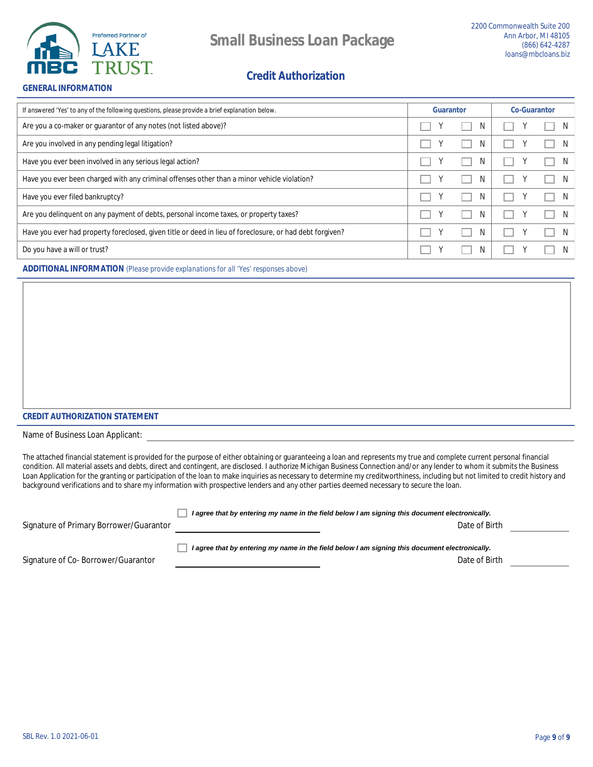Preferred Partner of LAKE TRUST

# Small Business Loan Package

2200 Commonwealth Suite 200
Ann Arbor, MI 48105
(866) 642-4287
loans@mbcloans.biz

## Credit Authorization

### GENERAL INFORMATION

| If answered 'Yes' to any of the following questions, please provide a brief explanation below. | Guarantor | | Co-Guarantor | |
|---|---|---|---|---|
| Are you a co-maker or guarantor of any notes (not listed above)? | ☐ Y | ☐ N | ☐ Y | ☐ N |
| Are you involved in any pending legal litigation? | ☐ Y | ☐ N | ☐ Y | ☐ N |
| Have you ever been involved in any serious legal action? | ☐ Y | ☐ N | ☐ Y | ☐ N |
| Have you ever been charged with any criminal offenses other than a minor vehicle violation? | ☐ Y | ☐ N | ☐ Y | ☐ N |
| Have you ever filed bankruptcy? | ☐ Y | ☐ N | ☐ Y | ☐ N |
| Are you delinquent on any payment of debts, personal income taxes, or property taxes? | ☐ Y | ☐ N | ☐ Y | ☐ N |
| Have you ever had property foreclosed, given title or deed in lieu of foreclosure, or had debt forgiven? | ☐ Y | ☐ N | ☐ Y | ☐ N |
| Do you have a will or trust? | ☐ Y | ☐ N | ☐ Y | ☐ N |

### ADDITIONAL INFORMATION (Please provide explanations for all 'Yes' responses above)

### CREDIT AUTHORIZATION STATEMENT

Name of Business Loan Applicant: ____________________

The attached financial statement is provided for the purpose of either obtaining or guaranteeing a loan and represents my true and complete current personal financial condition. All material assets and debts, direct and contingent, are disclosed. I authorize Michigan Business Connection and/or any lender to whom it submits the Business Loan Application for the granting or participation of the loan to make inquiries as necessary to determine my creditworthiness, including but not limited to credit history and background verifications and to share my information with prospective lenders and any other parties deemed necessary to secure the loan.

☐ ***I agree that by entering my name in the field below I am signing this document electronically.***

Signature of Primary Borrower/Guarantor ____________________ Date of Birth ____________

☐ ***I agree that by entering my name in the field below I am signing this document electronically.***

Signature of Co- Borrower/Guarantor ____________________ Date of Birth ____________

SBL Rev. 1.0 2021-06-01